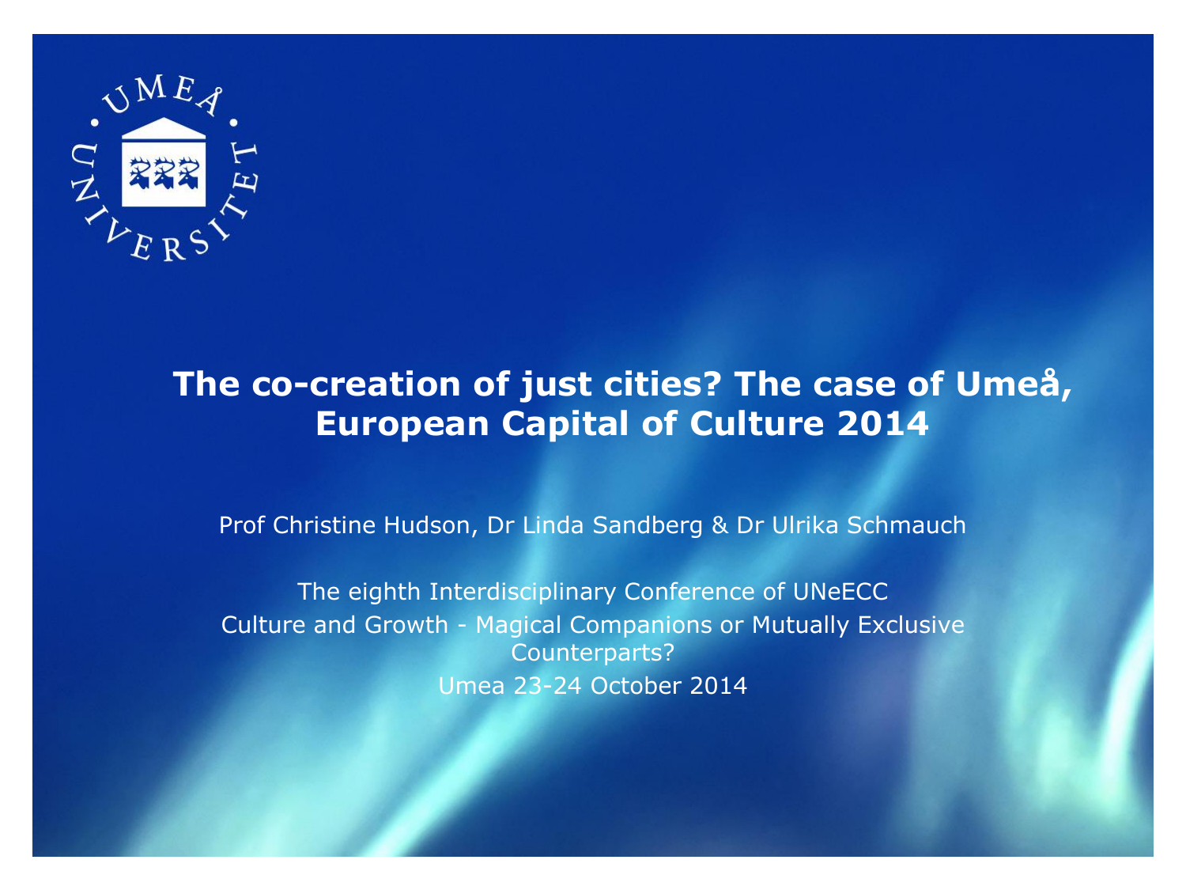# The co-creation of just cities? The case of Umeå, European Capital of Culture 2014

Prof Christine Hudson, Dr Linda Sandberg & Dr Ulrika Schmauch

The eighth Interdisciplinary Conference of UNeECC
Culture and Growth - Magical Companions or Mutually Exclusive Counterparts?
Umea 23-24 October 2014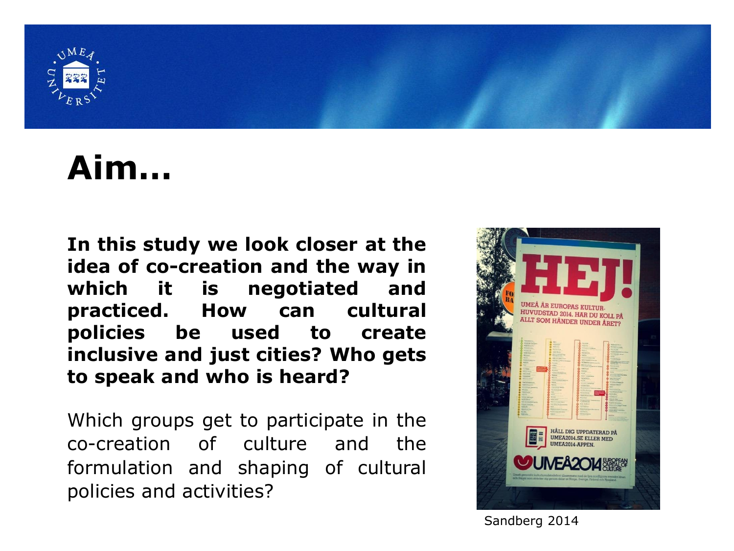# Aim…

**In this study we look closer at the idea of co-creation and the way in which it is negotiated and practiced. How can cultural policies be used to create inclusive and just cities? Who gets to speak and who is heard?**

Which groups get to participate in the co-creation of culture and the formulation and shaping of cultural policies and activities?

Sandberg 2014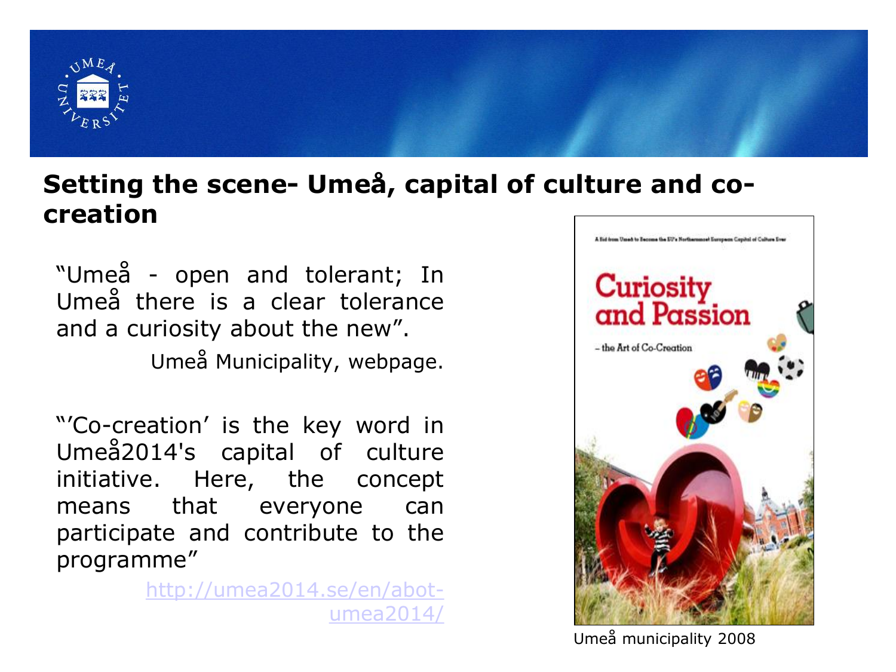## Setting the scene- Umeå, capital of culture and co-creation

"Umeå - open and tolerant; In Umeå there is a clear tolerance and a curiosity about the new".

Umeå Municipality, webpage.

"'Co-creation' is the key word in Umeå2014's capital of culture initiative. Here, the concept means that everyone can participate and contribute to the programme"

http://umea2014.se/en/abot-umea2014/

Umeå municipality 2008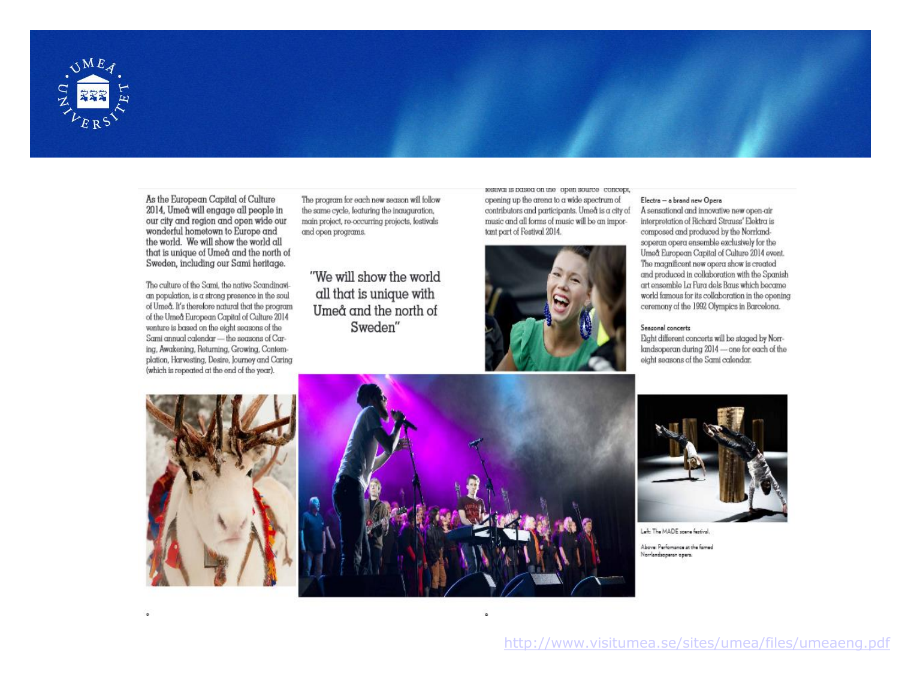As the European Capital of Culture 2014, Umeå will engage all people in our city and region and open wide our wonderful hometown to Europe and the world. We will show the world all that is unique of Umeå and the north of Sweden, including our Sami heritage.

The culture of the Sami, the native Scandinavian population, is a strong presence in the soul of Umeå. It's therefore natural that the program of the Umeå European Capital of Culture 2014 venture is based on the eight seasons of the Sami annual calendar — the seasons of Carving, Awakening, Returning, Growing, Contemplation, Harvesting, Desire, Journey and Caring (which is repeated at the end of the year).

The program for each new season will follow the same cycle, featuring the inauguration, main project, re-occurring projects, festivals and open programs.

"We will show the world all that is unique with Umeå and the north of Sweden"

festival is based on the "open source" concept, opening up the arena to a wide spectrum of contributors and participants. Umeå is a city of music and all forms of music will be an important part of Festival 2014.

**Electra – a brand new Opera**

A sensational and innovative new open-air interpretation of Richard Strauss' Elektra is composed and produced by the Norrlandsoperan opera ensemble exclusively for the Umeå European Capital of Culture 2014 event. The magnificent new opera show is created and produced in collaboration with the Spanish art ensemble La Fura dels Baus which became world famous for its collaboration in the opening ceremony of the 1992 Olympics in Barcelona.

**Seasonal concerts**

Eight different concerts will be staged by Norrlandsoperan during 2014 — one for each of the eight seasons of the Sami calendar.

Left: The MADE scene festival.

Above: Performance at the famed Norrlandsoperan opera.

http://www.visitumea.se/sites/umea/files/umeaeng.pdf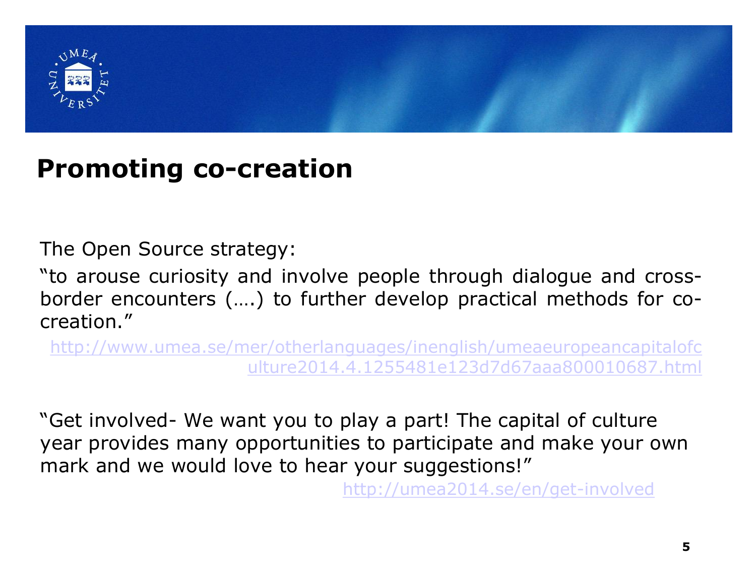# Promoting co-creation

The Open Source strategy:

"to arouse curiosity and involve people through dialogue and cross-border encounters (….) to further develop practical methods for co-creation."

http://www.umea.se/mer/otherlanguages/inenglish/umeaeuropeancapitalofculture2014.4.1255481e123d7d67aaa800010687.html

"Get involved- We want you to play a part! The capital of culture year provides many opportunities to participate and make your own mark and we would love to hear your suggestions!"

http://umea2014.se/en/get-involved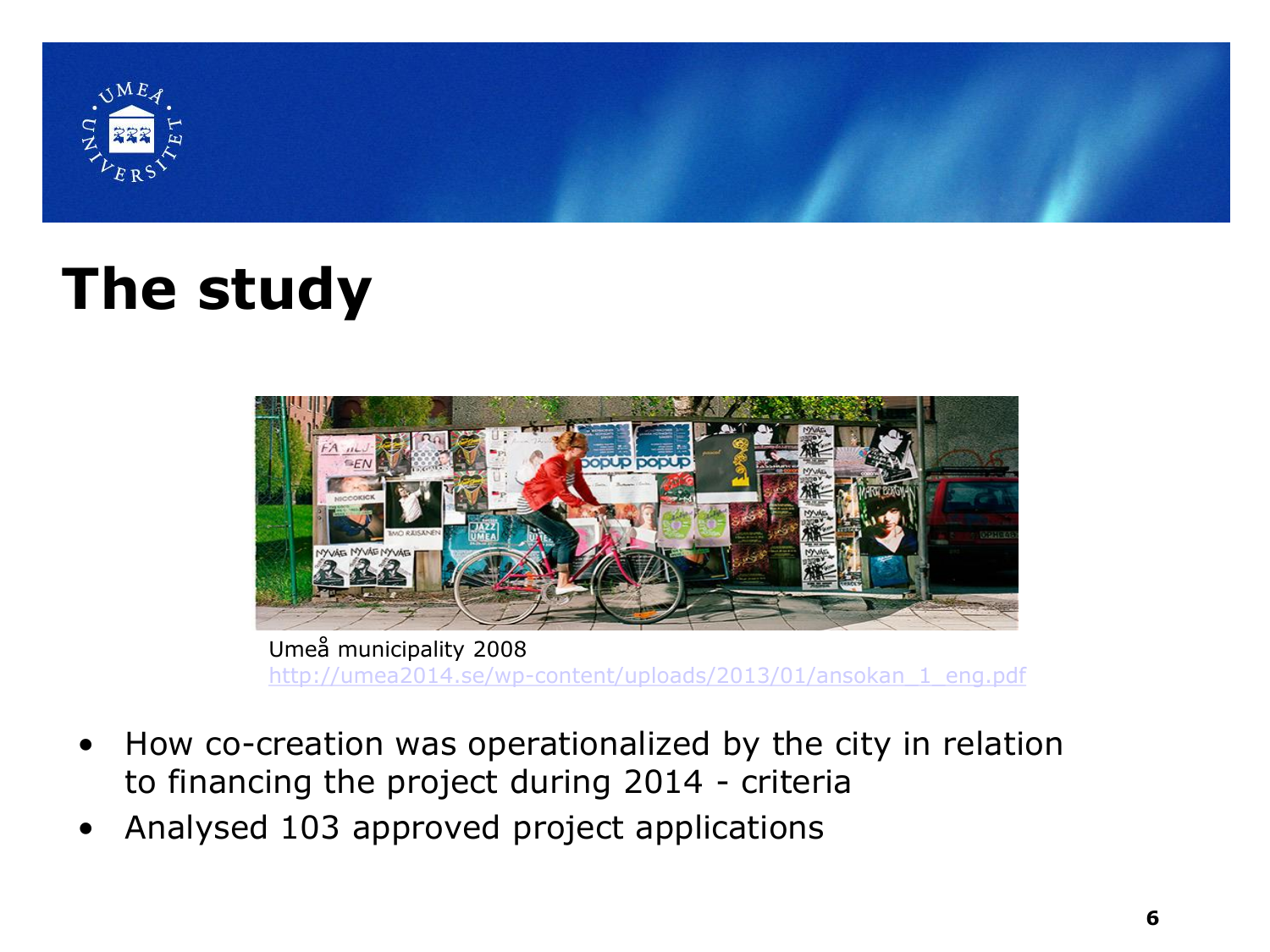# The study

Umeå municipality 2008
http://umea2014.se/wp-content/uploads/2013/01/ansokan_1_eng.pdf

- How co-creation was operationalized by the city in relation to financing the project during 2014 - criteria
- Analysed 103 approved project applications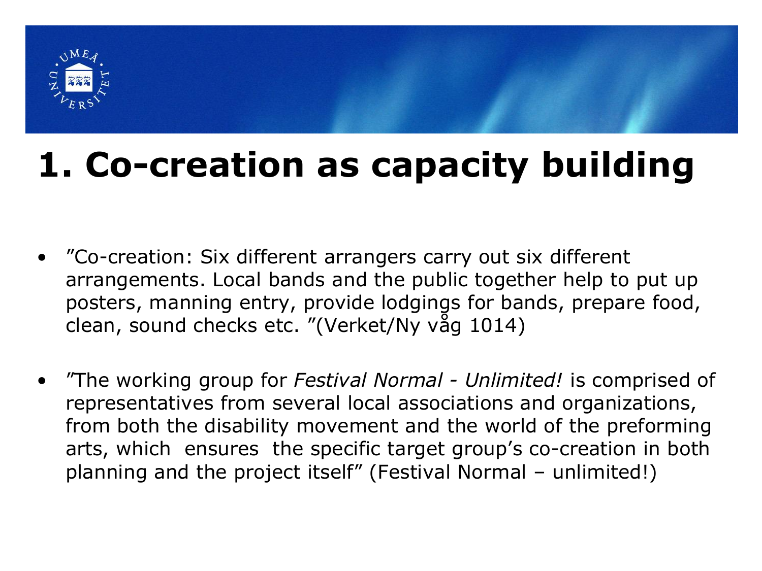# 1. Co-creation as capacity building

- ”Co-creation: Six different arrangers carry out six different arrangements. Local bands and the public together help to put up posters, manning entry, provide lodgings for bands, prepare food, clean, sound checks etc. ”(Verket/Ny våg 1014)

- ”The working group for *Festival Normal - Unlimited!* is comprised of representatives from several local associations and organizations, from both the disability movement and the world of the preforming arts, which ensures the specific target group's co-creation in both planning and the project itself” (Festival Normal – unlimited!)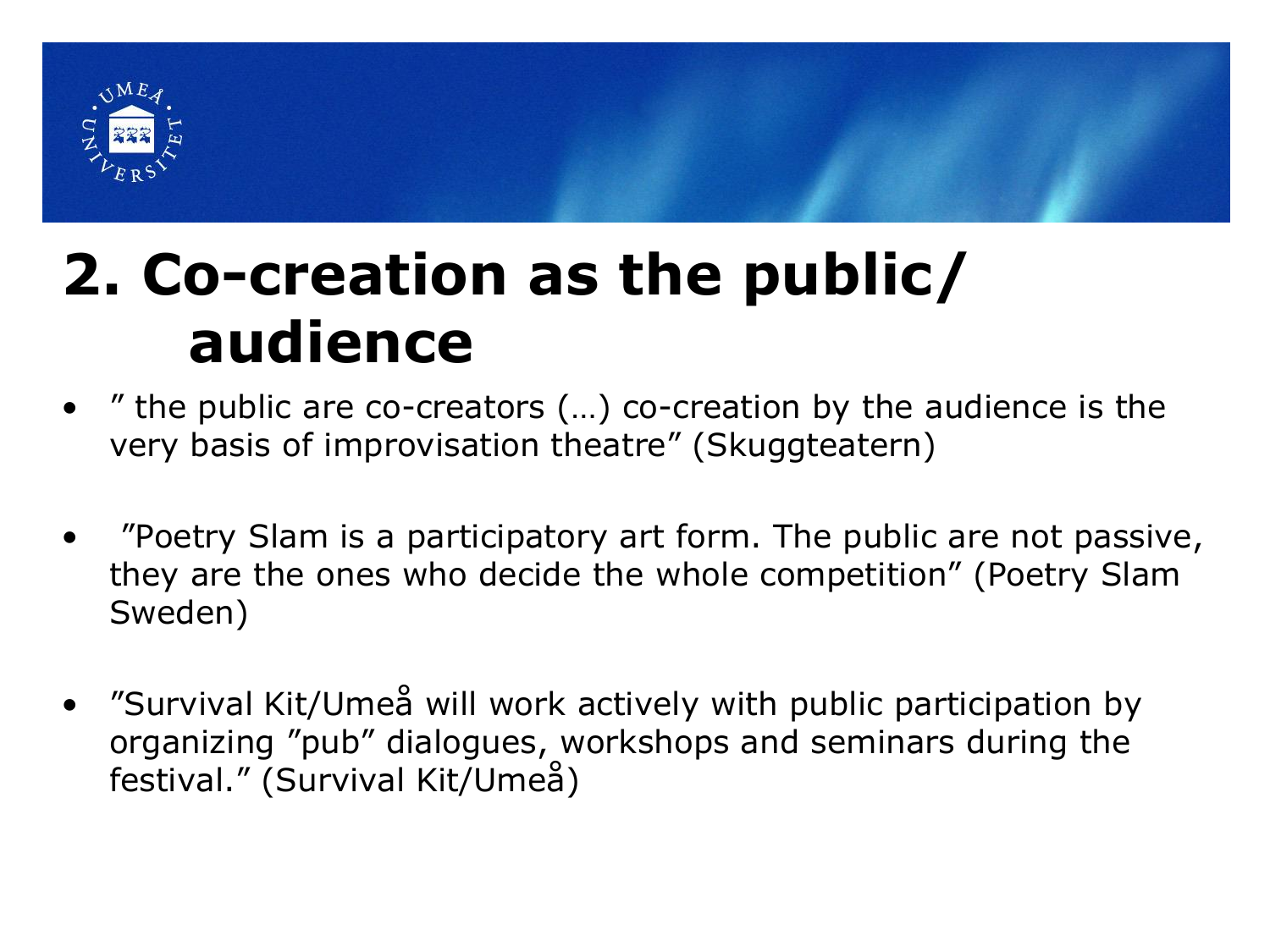# 2. Co-creation as the public/ audience

- ” the public are co-creators (…) co-creation by the audience is the very basis of improvisation theatre” (Skuggteatern)

- ”Poetry Slam is a participatory art form. The public are not passive, they are the ones who decide the whole competition” (Poetry Slam Sweden)

- ”Survival Kit/Umeå will work actively with public participation by organizing ”pub” dialogues, workshops and seminars during the festival.” (Survival Kit/Umeå)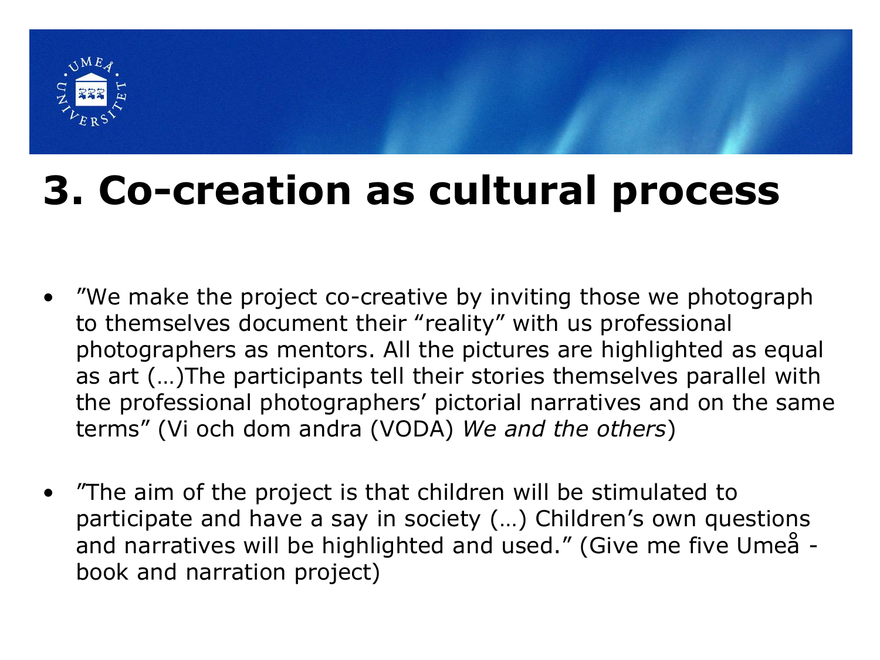# 3. Co-creation as cultural process

- ”We make the project co-creative by inviting those we photograph to themselves document their “reality” with us professional photographers as mentors. All the pictures are highlighted as equal as art (…)The participants tell their stories themselves parallel with the professional photographers’ pictorial narratives and on the same terms” (Vi och dom andra (VODA) *We and the others*)

- ”The aim of the project is that children will be stimulated to participate and have a say in society (…) Children’s own questions and narratives will be highlighted and used.” (Give me five Umeå - book and narration project)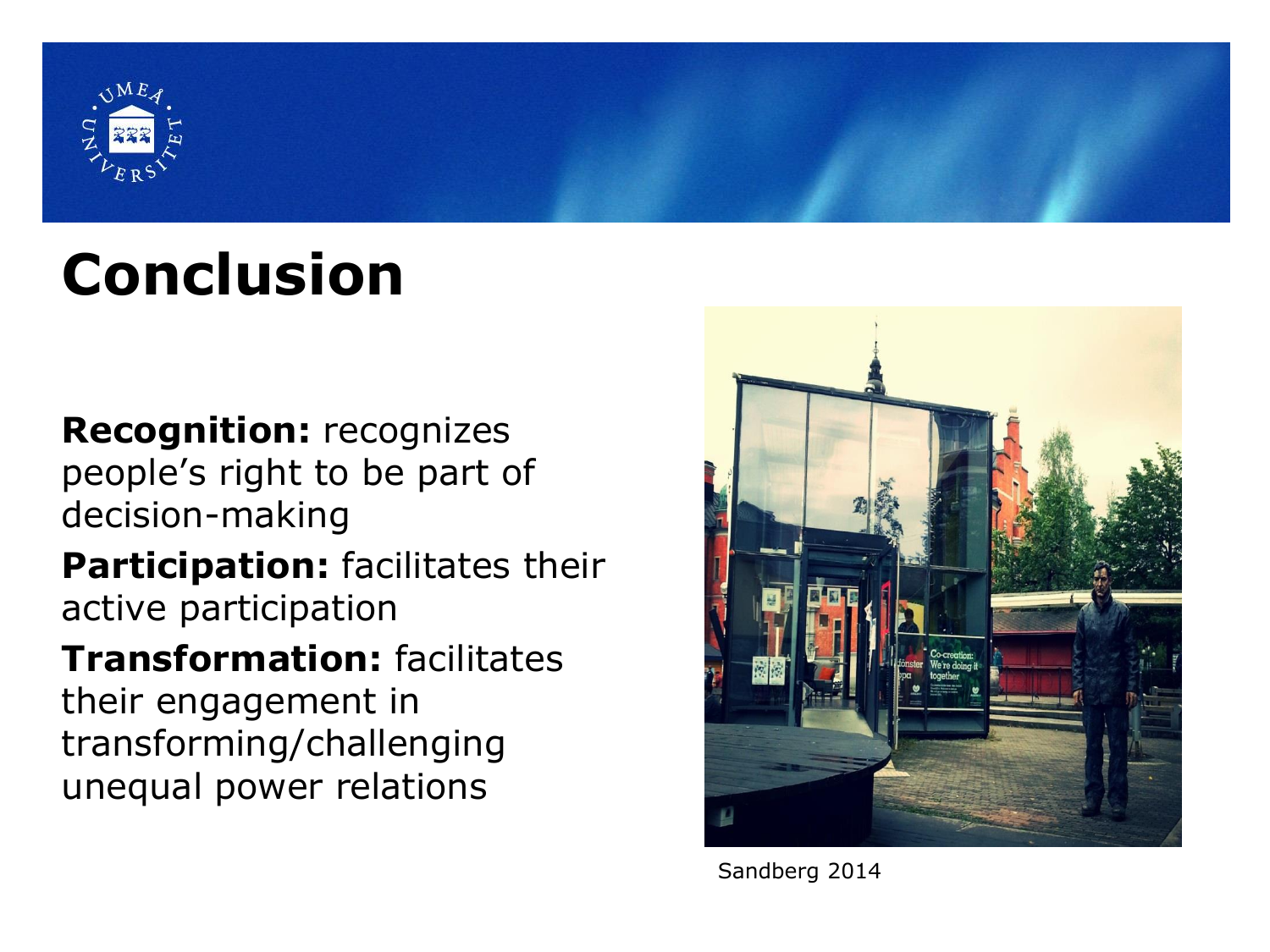# Conclusion

**Recognition:** recognizes people's right to be part of decision-making

**Participation:** facilitates their active participation

**Transformation:** facilitates their engagement in transforming/challenging unequal power relations

Sandberg 2014